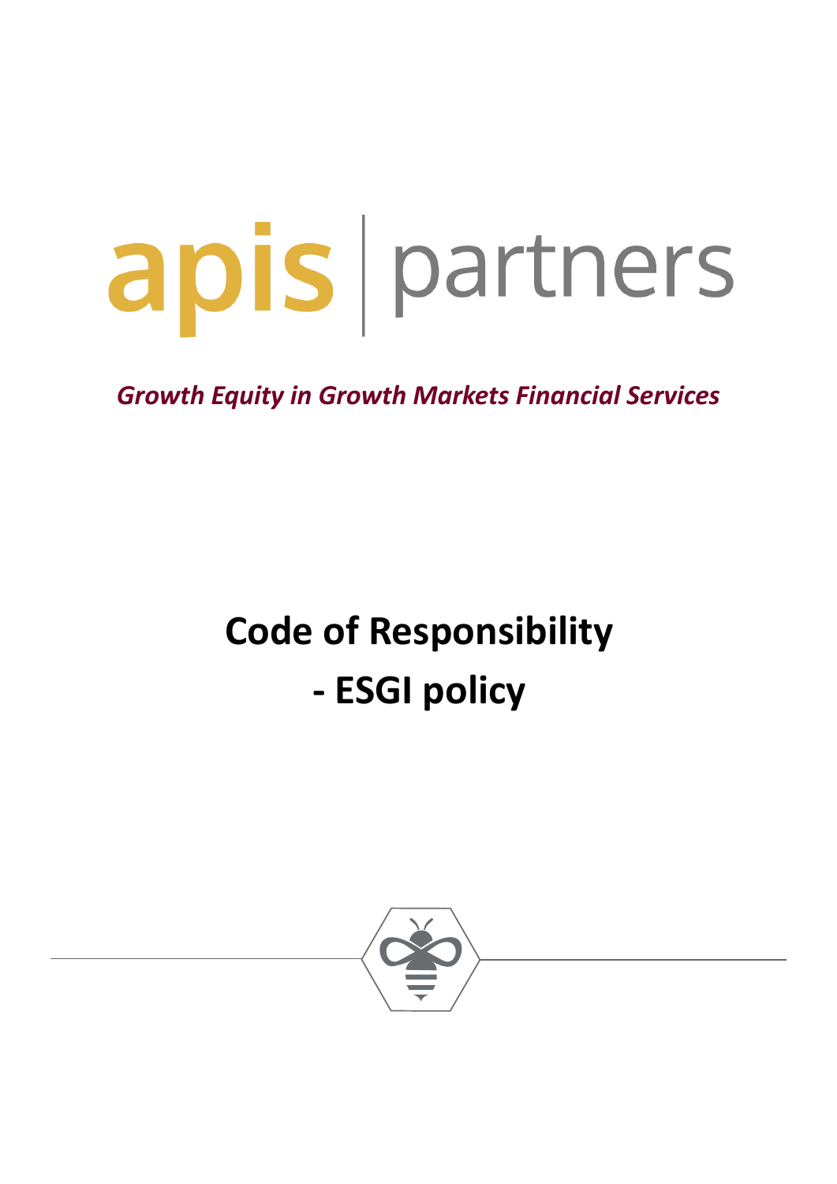apis | partners

*Growth Equity in Growth Markets Financial Services*

# Code of Responsibility

# - ESGI policy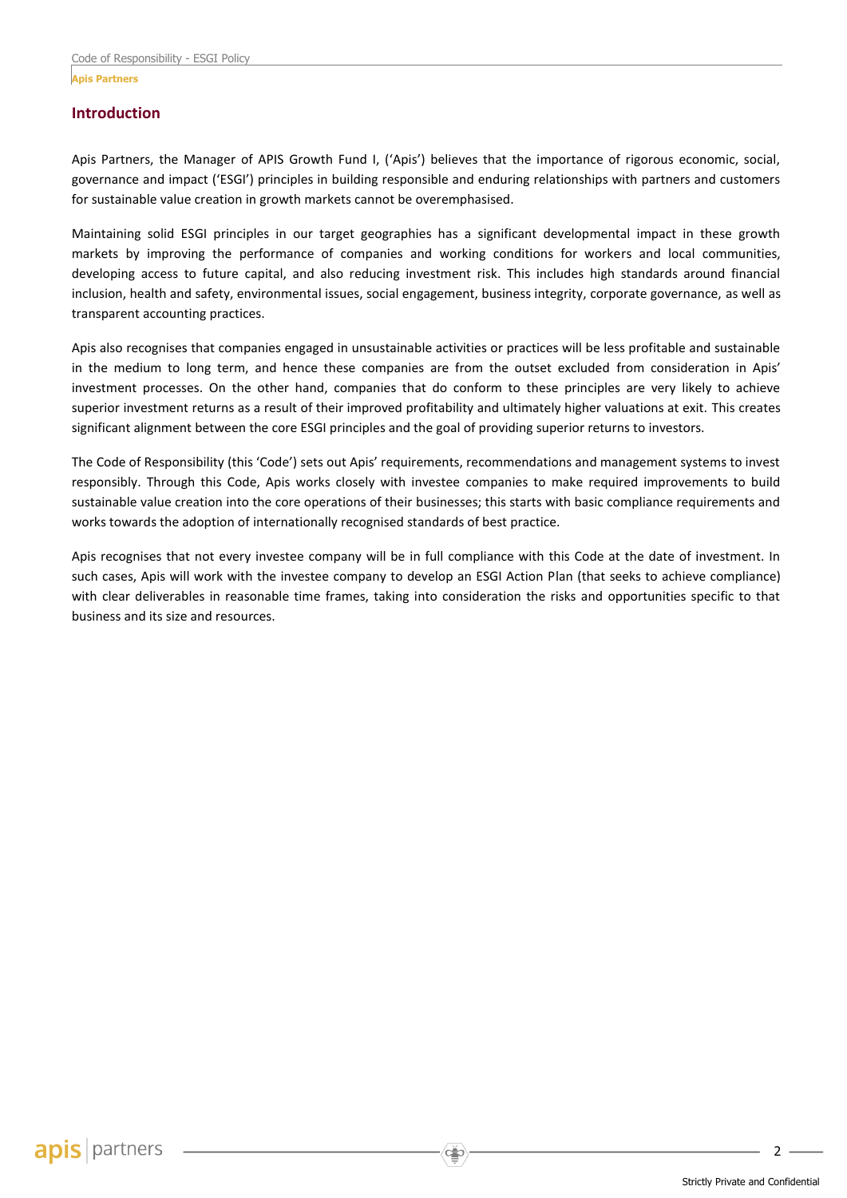## Introduction

Apis Partners, the Manager of APIS Growth Fund I, ('Apis') believes that the importance of rigorous economic, social, governance and impact ('ESGI') principles in building responsible and enduring relationships with partners and customers for sustainable value creation in growth markets cannot be overemphasised.

Maintaining solid ESGI principles in our target geographies has a significant developmental impact in these growth markets by improving the performance of companies and working conditions for workers and local communities, developing access to future capital, and also reducing investment risk. This includes high standards around financial inclusion, health and safety, environmental issues, social engagement, business integrity, corporate governance, as well as transparent accounting practices.

Apis also recognises that companies engaged in unsustainable activities or practices will be less profitable and sustainable in the medium to long term, and hence these companies are from the outset excluded from consideration in Apis' investment processes. On the other hand, companies that do conform to these principles are very likely to achieve superior investment returns as a result of their improved profitability and ultimately higher valuations at exit. This creates significant alignment between the core ESGI principles and the goal of providing superior returns to investors.

The Code of Responsibility (this 'Code') sets out Apis' requirements, recommendations and management systems to invest responsibly. Through this Code, Apis works closely with investee companies to make required improvements to build sustainable value creation into the core operations of their businesses; this starts with basic compliance requirements and works towards the adoption of internationally recognised standards of best practice.

Apis recognises that not every investee company will be in full compliance with this Code at the date of investment. In such cases, Apis will work with the investee company to develop an ESGI Action Plan (that seeks to achieve compliance) with clear deliverables in reasonable time frames, taking into consideration the risks and opportunities specific to that business and its size and resources.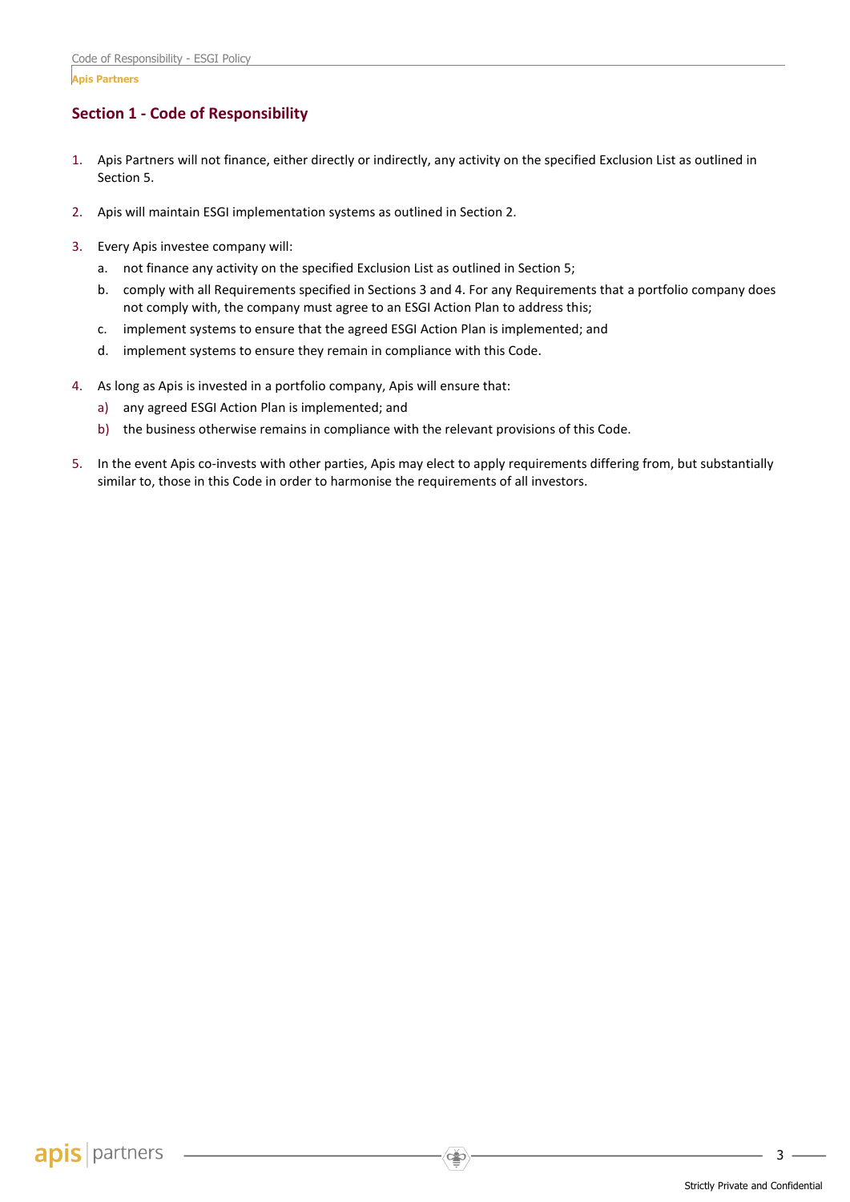## Section 1 - Code of Responsibility

1. Apis Partners will not finance, either directly or indirectly, any activity on the specified Exclusion List as outlined in Section 5.

2. Apis will maintain ESGI implementation systems as outlined in Section 2.

3. Every Apis investee company will:
   a. not finance any activity on the specified Exclusion List as outlined in Section 5;
   b. comply with all Requirements specified in Sections 3 and 4. For any Requirements that a portfolio company does not comply with, the company must agree to an ESGI Action Plan to address this;
   c. implement systems to ensure that the agreed ESGI Action Plan is implemented; and
   d. implement systems to ensure they remain in compliance with this Code.

4. As long as Apis is invested in a portfolio company, Apis will ensure that:
   a) any agreed ESGI Action Plan is implemented; and
   b) the business otherwise remains in compliance with the relevant provisions of this Code.

5. In the event Apis co-invests with other parties, Apis may elect to apply requirements differing from, but substantially similar to, those in this Code in order to harmonise the requirements of all investors.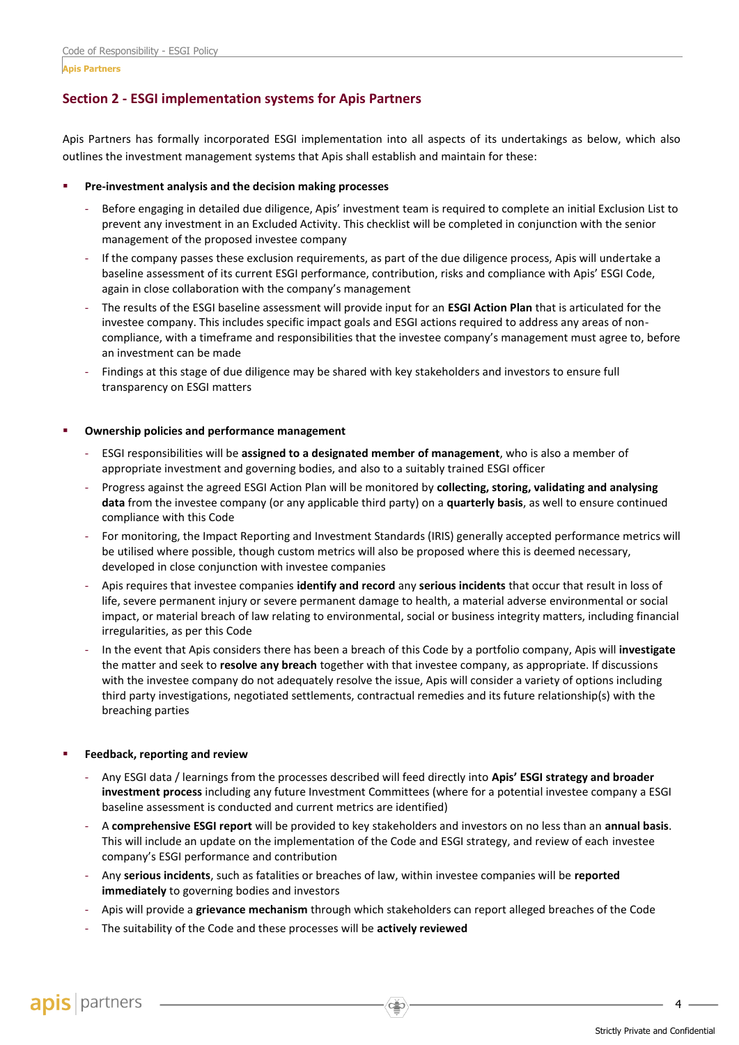## Section 2 - ESGI implementation systems for Apis Partners

Apis Partners has formally incorporated ESGI implementation into all aspects of its undertakings as below, which also outlines the investment management systems that Apis shall establish and maintain for these:

- **Pre-investment analysis and the decision making processes**
  - Before engaging in detailed due diligence, Apis' investment team is required to complete an initial Exclusion List to prevent any investment in an Excluded Activity. This checklist will be completed in conjunction with the senior management of the proposed investee company
  - If the company passes these exclusion requirements, as part of the due diligence process, Apis will undertake a baseline assessment of its current ESGI performance, contribution, risks and compliance with Apis' ESGI Code, again in close collaboration with the company's management
  - The results of the ESGI baseline assessment will provide input for an **ESGI Action Plan** that is articulated for the investee company. This includes specific impact goals and ESGI actions required to address any areas of non-compliance, with a timeframe and responsibilities that the investee company's management must agree to, before an investment can be made
  - Findings at this stage of due diligence may be shared with key stakeholders and investors to ensure full transparency on ESGI matters

- **Ownership policies and performance management**
  - ESGI responsibilities will be **assigned to a designated member of management**, who is also a member of appropriate investment and governing bodies, and also to a suitably trained ESGI officer
  - Progress against the agreed ESGI Action Plan will be monitored by **collecting, storing, validating and analysing data** from the investee company (or any applicable third party) on a **quarterly basis**, as well to ensure continued compliance with this Code
  - For monitoring, the Impact Reporting and Investment Standards (IRIS) generally accepted performance metrics will be utilised where possible, though custom metrics will also be proposed where this is deemed necessary, developed in close conjunction with investee companies
  - Apis requires that investee companies **identify and record** any **serious incidents** that occur that result in loss of life, severe permanent injury or severe permanent damage to health, a material adverse environmental or social impact, or material breach of law relating to environmental, social or business integrity matters, including financial irregularities, as per this Code
  - In the event that Apis considers there has been a breach of this Code by a portfolio company, Apis will **investigate** the matter and seek to **resolve any breach** together with that investee company, as appropriate. If discussions with the investee company do not adequately resolve the issue, Apis will consider a variety of options including third party investigations, negotiated settlements, contractual remedies and its future relationship(s) with the breaching parties

- **Feedback, reporting and review**
  - Any ESGI data / learnings from the processes described will feed directly into **Apis' ESGI strategy and broader investment process** including any future Investment Committees (where for a potential investee company a ESGI baseline assessment is conducted and current metrics are identified)
  - A **comprehensive ESGI report** will be provided to key stakeholders and investors on no less than an **annual basis**. This will include an update on the implementation of the Code and ESGI strategy, and review of each investee company's ESGI performance and contribution
  - Any **serious incidents**, such as fatalities or breaches of law, within investee companies will be **reported immediately** to governing bodies and investors
  - Apis will provide a **grievance mechanism** through which stakeholders can report alleged breaches of the Code
  - The suitability of the Code and these processes will be **actively reviewed**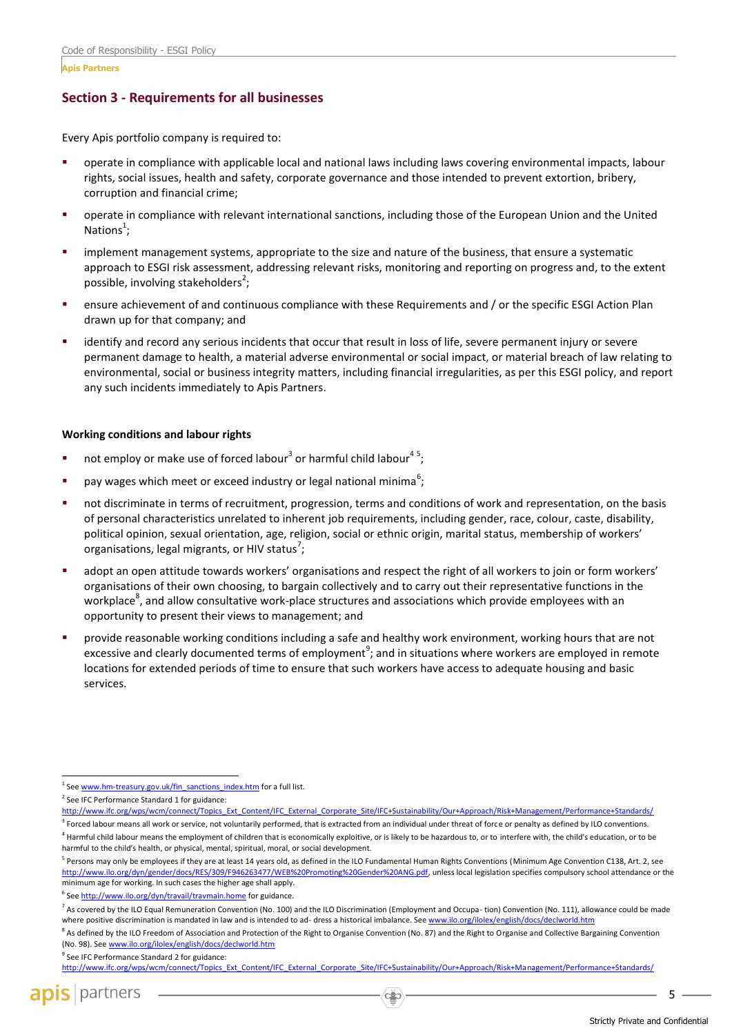## Section 3 - Requirements for all businesses

Every Apis portfolio company is required to:

- operate in compliance with applicable local and national laws including laws covering environmental impacts, labour rights, social issues, health and safety, corporate governance and those intended to prevent extortion, bribery, corruption and financial crime;
- operate in compliance with relevant international sanctions, including those of the European Union and the United Nations[1];
- implement management systems, appropriate to the size and nature of the business, that ensure a systematic approach to ESGI risk assessment, addressing relevant risks, monitoring and reporting on progress and, to the extent possible, involving stakeholders[2];
- ensure achievement of and continuous compliance with these Requirements and / or the specific ESGI Action Plan drawn up for that company; and
- identify and record any serious incidents that occur that result in loss of life, severe permanent injury or severe permanent damage to health, a material adverse environmental or social impact, or material breach of law relating to environmental, social or business integrity matters, including financial irregularities, as per this ESGI policy, and report any such incidents immediately to Apis Partners.

**Working conditions and labour rights**

- not employ or make use of forced labour[3] or harmful child labour[4 5];
- pay wages which meet or exceed industry or legal national minima[6];
- not discriminate in terms of recruitment, progression, terms and conditions of work and representation, on the basis of personal characteristics unrelated to inherent job requirements, including gender, race, colour, caste, disability, political opinion, sexual orientation, age, religion, social or ethnic origin, marital status, membership of workers' organisations, legal migrants, or HIV status[7];
- adopt an open attitude towards workers' organisations and respect the right of all workers to join or form workers' organisations of their own choosing, to bargain collectively and to carry out their representative functions in the workplace[8], and allow consultative work-place structures and associations which provide employees with an opportunity to present their views to management; and
- provide reasonable working conditions including a safe and healthy work environment, working hours that are not excessive and clearly documented terms of employment[9]; and in situations where workers are employed in remote locations for extended periods of time to ensure that such workers have access to adequate housing and basic services.

---

[1] See www.hm-treasury.gov.uk/fin_sanctions_index.htm for a full list.

[2] See IFC Performance Standard 1 for guidance: http://www.ifc.org/wps/wcm/connect/Topics_Ext_Content/IFC_External_Corporate_Site/IFC+Sustainability/Our+Approach/Risk+Management/Performance+Standards/

[3] Forced labour means all work or service, not voluntarily performed, that is extracted from an individual under threat of force or penalty as defined by ILO conventions.

[4] Harmful child labour means the employment of children that is economically exploitive, or is likely to be hazardous to, or to interfere with, the child's education, or to be harmful to the child's health, or physical, mental, spiritual, moral, or social development.

[5] Persons may only be employees if they are at least 14 years old, as defined in the ILO Fundamental Human Rights Conventions (Minimum Age Convention C138, Art. 2, see http://www.ilo.org/dyn/gender/docs/RES/309/F946263477/WEB%20Promoting%20Gender%20ANG.pdf, unless local legislation specifies compulsory school attendance or the minimum age for working. In such cases the higher age shall apply.

[6] See http://www.ilo.org/dyn/travail/travmain.home for guidance.

[7] As covered by the ILO Equal Remuneration Convention (No. 100) and the ILO Discrimination (Employment and Occupa- tion) Convention (No. 111), allowance could be made where positive discrimination is mandated in law and is intended to ad- dress a historical imbalance. See www.ilo.org/ilolex/english/docs/declworld.htm

[8] As defined by the ILO Freedom of Association and Protection of the Right to Organise Convention (No. 87) and the Right to Organise and Collective Bargaining Convention (No. 98). See www.ilo.org/ilolex/english/docs/declworld.htm

[9] See IFC Performance Standard 2 for guidance: http://www.ifc.org/wps/wcm/connect/Topics_Ext_Content/IFC_External_Corporate_Site/IFC+Sustainability/Our+Approach/Risk+Management/Performance+Standards/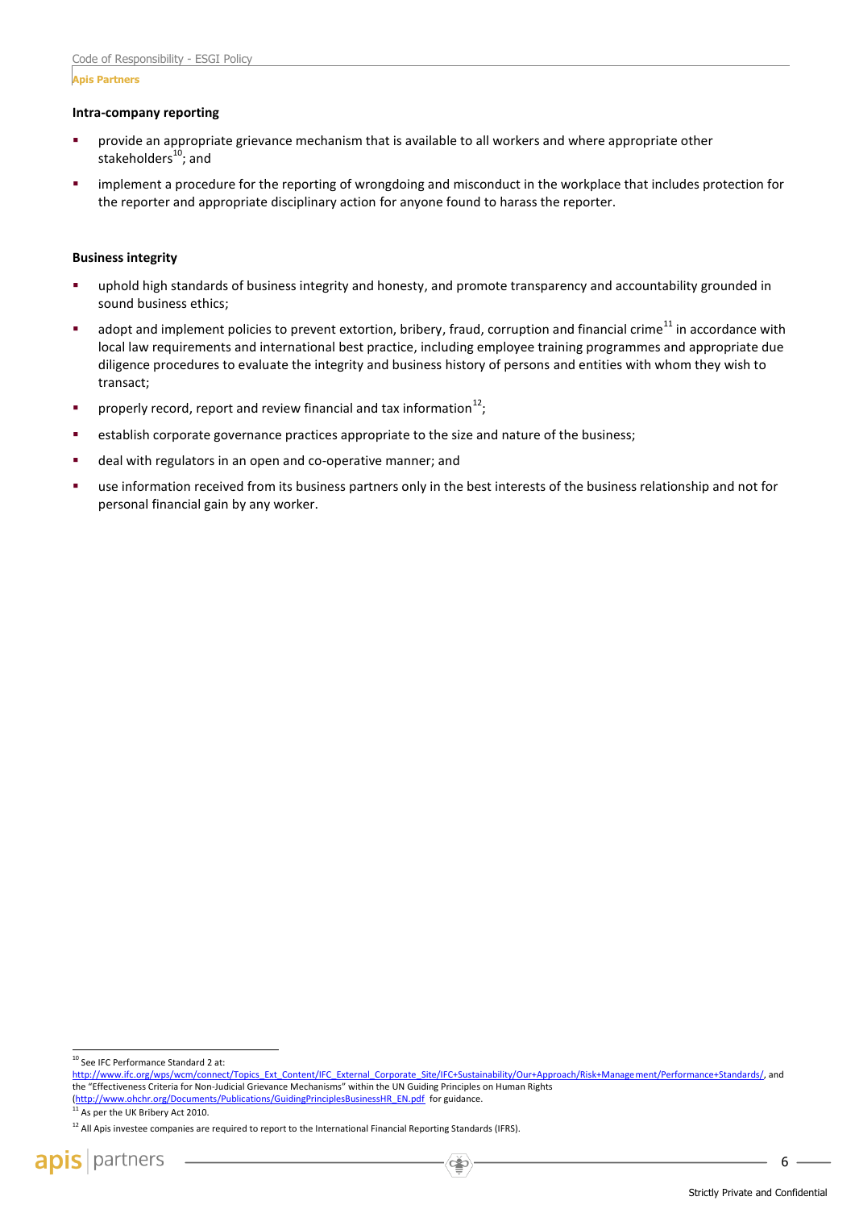**Intra-company reporting**

- provide an appropriate grievance mechanism that is available to all workers and where appropriate other stakeholders[10]; and
- implement a procedure for the reporting of wrongdoing and misconduct in the workplace that includes protection for the reporter and appropriate disciplinary action for anyone found to harass the reporter.

**Business integrity**

- uphold high standards of business integrity and honesty, and promote transparency and accountability grounded in sound business ethics;
- adopt and implement policies to prevent extortion, bribery, fraud, corruption and financial crime[11] in accordance with local law requirements and international best practice, including employee training programmes and appropriate due diligence procedures to evaluate the integrity and business history of persons and entities with whom they wish to transact;
- properly record, report and review financial and tax information[12];
- establish corporate governance practices appropriate to the size and nature of the business;
- deal with regulators in an open and co-operative manner; and
- use information received from its business partners only in the best interests of the business relationship and not for personal financial gain by any worker.

---

[10] See IFC Performance Standard 2 at: http://www.ifc.org/wps/wcm/connect/Topics_Ext_Content/IFC_External_Corporate_Site/IFC+Sustainability/Our+Approach/Risk+Management/Performance+Standards/, and the "Effectiveness Criteria for Non-Judicial Grievance Mechanisms" within the UN Guiding Principles on Human Rights (http://www.ohchr.org/Documents/Publications/GuidingPrinciplesBusinessHR_EN.pdf for guidance.

[11] As per the UK Bribery Act 2010.

[12] All Apis investee companies are required to report to the International Financial Reporting Standards (IFRS).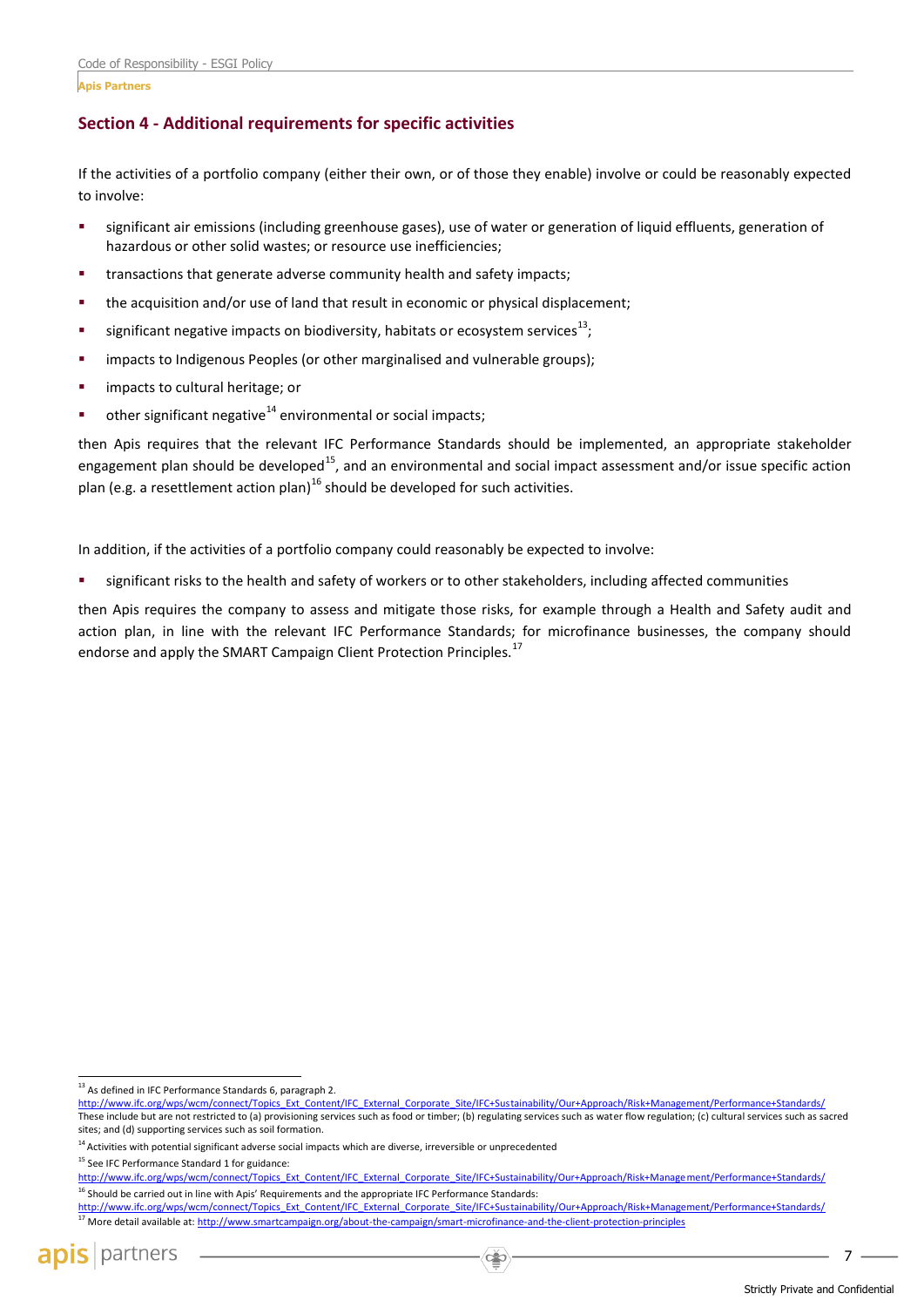## Section 4 - Additional requirements for specific activities

If the activities of a portfolio company (either their own, or of those they enable) involve or could be reasonably expected to involve:

- significant air emissions (including greenhouse gases), use of water or generation of liquid effluents, generation of hazardous or other solid wastes; or resource use inefficiencies;
- transactions that generate adverse community health and safety impacts;
- the acquisition and/or use of land that result in economic or physical displacement;
- significant negative impacts on biodiversity, habitats or ecosystem services[13];
- impacts to Indigenous Peoples (or other marginalised and vulnerable groups);
- impacts to cultural heritage; or
- other significant negative[14] environmental or social impacts;

then Apis requires that the relevant IFC Performance Standards should be implemented, an appropriate stakeholder engagement plan should be developed[15], and an environmental and social impact assessment and/or issue specific action plan (e.g. a resettlement action plan)[16] should be developed for such activities.

In addition, if the activities of a portfolio company could reasonably be expected to involve:

- significant risks to the health and safety of workers or to other stakeholders, including affected communities

then Apis requires the company to assess and mitigate those risks, for example through a Health and Safety audit and action plan, in line with the relevant IFC Performance Standards; for microfinance businesses, the company should endorse and apply the SMART Campaign Client Protection Principles.[17]

---

[13] As defined in IFC Performance Standards 6, paragraph 2. http://www.ifc.org/wps/wcm/connect/Topics_Ext_Content/IFC_External_Corporate_Site/IFC+Sustainability/Our+Approach/Risk+Management/Performance+Standards/ These include but are not restricted to (a) provisioning services such as food or timber; (b) regulating services such as water flow regulation; (c) cultural services such as sacred sites; and (d) supporting services such as soil formation.

[14] Activities with potential significant adverse social impacts which are diverse, irreversible or unprecedented

[15] See IFC Performance Standard 1 for guidance: http://www.ifc.org/wps/wcm/connect/Topics_Ext_Content/IFC_External_Corporate_Site/IFC+Sustainability/Our+Approach/Risk+Management/Performance+Standards/

[16] Should be carried out in line with Apis' Requirements and the appropriate IFC Performance Standards: http://www.ifc.org/wps/wcm/connect/Topics_Ext_Content/IFC_External_Corporate_Site/IFC+Sustainability/Our+Approach/Risk+Management/Performance+Standards/

[17] More detail available at: http://www.smartcampaign.org/about-the-campaign/smart-microfinance-and-the-client-protection-principles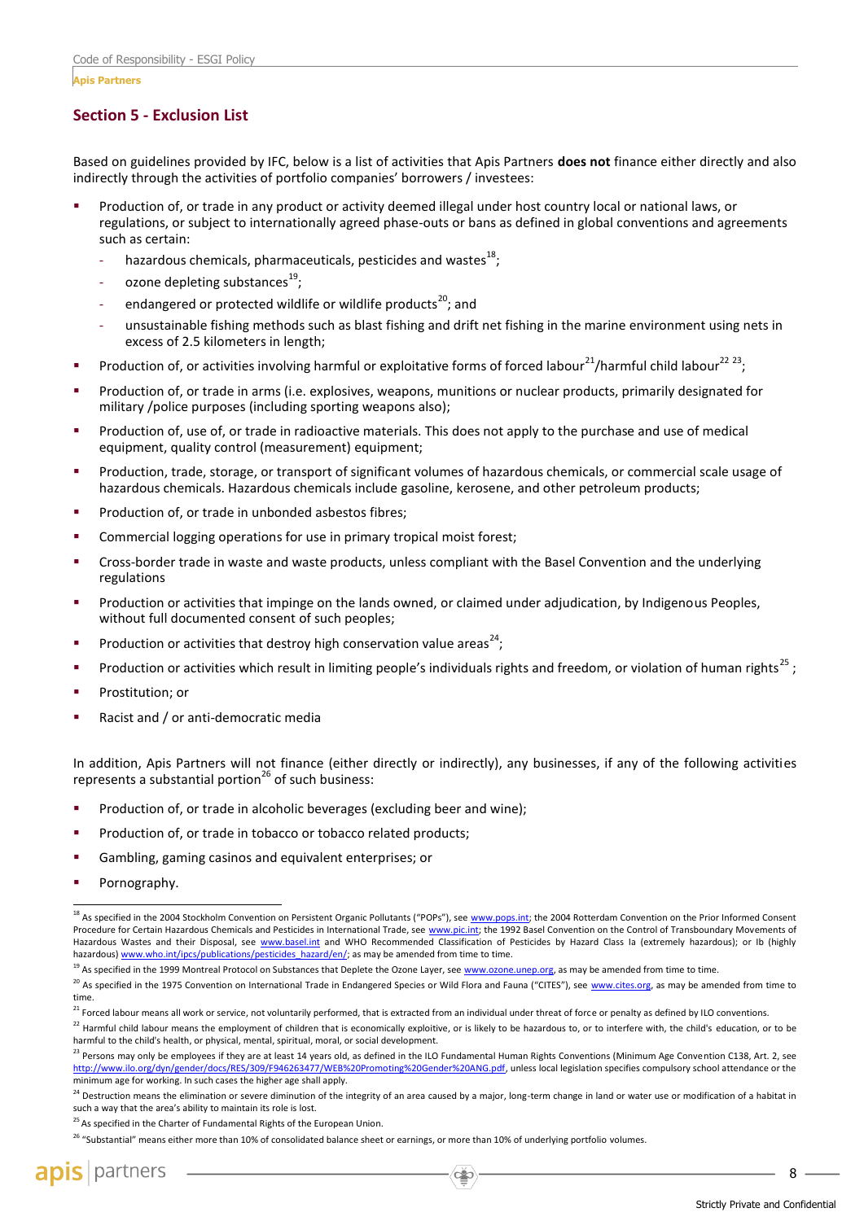## Section 5 - Exclusion List

Based on guidelines provided by IFC, below is a list of activities that Apis Partners **does not** finance either directly and also indirectly through the activities of portfolio companies' borrowers / investees:

- Production of, or trade in any product or activity deemed illegal under host country local or national laws, or regulations, or subject to internationally agreed phase-outs or bans as defined in global conventions and agreements such as certain:
  - hazardous chemicals, pharmaceuticals, pesticides and wastes[18];
  - ozone depleting substances[19];
  - endangered or protected wildlife or wildlife products[20]; and
  - unsustainable fishing methods such as blast fishing and drift net fishing in the marine environment using nets in excess of 2.5 kilometers in length;
- Production of, or activities involving harmful or exploitative forms of forced labour[21]/harmful child labour[22] [23];
- Production of, or trade in arms (i.e. explosives, weapons, munitions or nuclear products, primarily designated for military /police purposes (including sporting weapons also);
- Production of, use of, or trade in radioactive materials. This does not apply to the purchase and use of medical equipment, quality control (measurement) equipment;
- Production, trade, storage, or transport of significant volumes of hazardous chemicals, or commercial scale usage of hazardous chemicals. Hazardous chemicals include gasoline, kerosene, and other petroleum products;
- Production of, or trade in unbonded asbestos fibres;
- Commercial logging operations for use in primary tropical moist forest;
- Cross-border trade in waste and waste products, unless compliant with the Basel Convention and the underlying regulations
- Production or activities that impinge on the lands owned, or claimed under adjudication, by Indigenous Peoples, without full documented consent of such peoples;
- Production or activities that destroy high conservation value areas[24];
- Production or activities which result in limiting people's individuals rights and freedom, or violation of human rights[25] ;
- Prostitution; or
- Racist and / or anti-democratic media

In addition, Apis Partners will not finance (either directly or indirectly), any businesses, if any of the following activities represents a substantial portion[26] of such business:

- Production of, or trade in alcoholic beverages (excluding beer and wine);
- Production of, or trade in tobacco or tobacco related products;
- Gambling, gaming casinos and equivalent enterprises; or
- Pornography.

---

[18] As specified in the 2004 Stockholm Convention on Persistent Organic Pollutants ("POPs"), see www.pops.int; the 2004 Rotterdam Convention on the Prior Informed Consent Procedure for Certain Hazardous Chemicals and Pesticides in International Trade, see www.pic.int; the 1992 Basel Convention on the Control of Transboundary Movements of Hazardous Wastes and their Disposal, see www.basel.int and WHO Recommended Classification of Pesticides by Hazard Class Ia (extremely hazardous); or Ib (highly hazardous) www.who.int/ipcs/publications/pesticides_hazard/en/; as may be amended from time to time.

[19] As specified in the 1999 Montreal Protocol on Substances that Deplete the Ozone Layer, see www.ozone.unep.org, as may be amended from time to time.

[20] As specified in the 1975 Convention on International Trade in Endangered Species or Wild Flora and Fauna ("CITES"), see www.cites.org, as may be amended from time to time.

[21] Forced labour means all work or service, not voluntarily performed, that is extracted from an individual under threat of force or penalty as defined by ILO conventions.

[22] Harmful child labour means the employment of children that is economically exploitive, or is likely to be hazardous to, or to interfere with, the child's education, or to be harmful to the child's health, or physical, mental, spiritual, moral, or social development.

[23] Persons may only be employees if they are at least 14 years old, as defined in the ILO Fundamental Human Rights Conventions (Minimum Age Convention C138, Art. 2, see http://www.ilo.org/dyn/gender/docs/RES/309/F946263477/WEB%20Promoting%20Gender%20ANG.pdf, unless local legislation specifies compulsory school attendance or the minimum age for working. In such cases the higher age shall apply.

[24] Destruction means the elimination or severe diminution of the integrity of an area caused by a major, long-term change in land or water use or modification of a habitat in such a way that the area's ability to maintain its role is lost.

[25] As specified in the Charter of Fundamental Rights of the European Union.

[26] "Substantial" means either more than 10% of consolidated balance sheet or earnings, or more than 10% of underlying portfolio volumes.